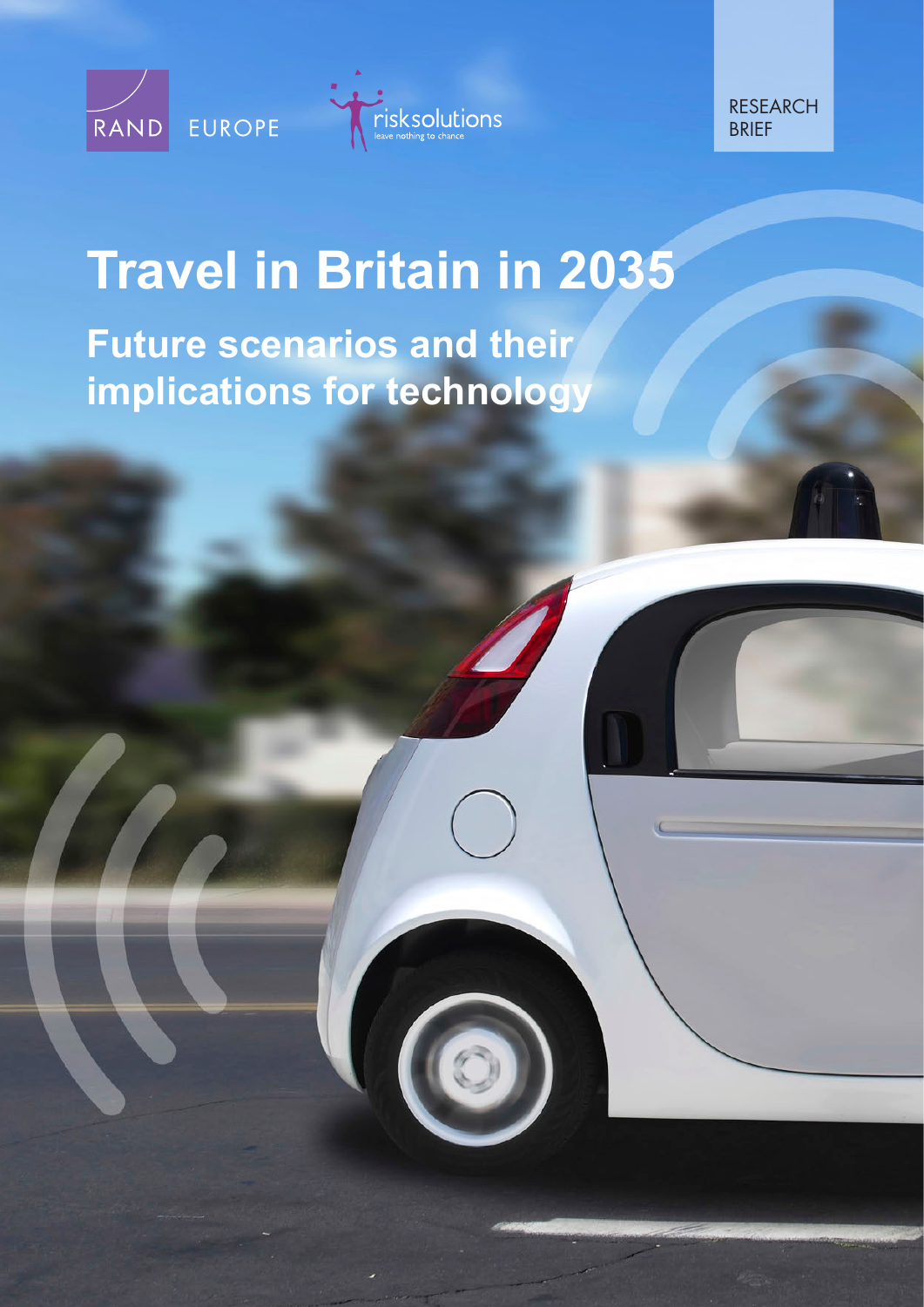RAND EUROPE

risksolutions
leave nothing to chance

RESEARCH BRIEF

# Travel in Britain in 2035

## Future scenarios and their implications for technology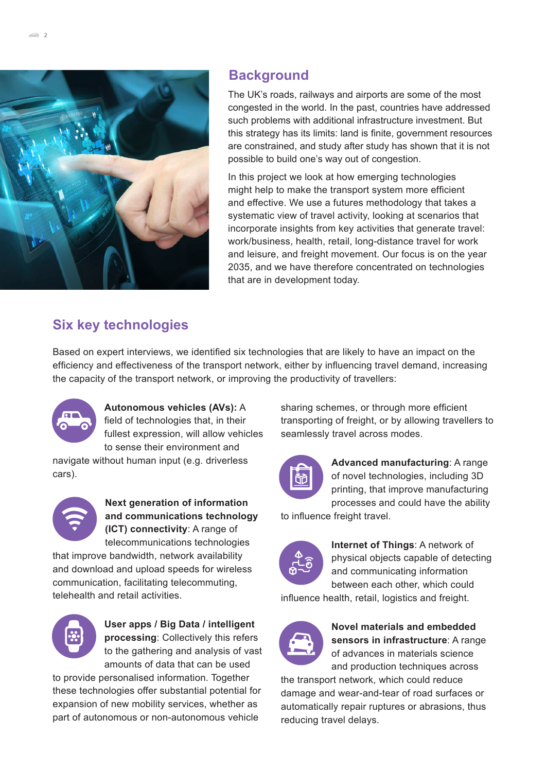## Background

The UK's roads, railways and airports are some of the most congested in the world. In the past, countries have addressed such problems with additional infrastructure investment. But this strategy has its limits: land is finite, government resources are constrained, and study after study has shown that it is not possible to build one's way out of congestion.

In this project we look at how emerging technologies might help to make the transport system more efficient and effective. We use a futures methodology that takes a systematic view of travel activity, looking at scenarios that incorporate insights from key activities that generate travel: work/business, health, retail, long-distance travel for work and leisure, and freight movement. Our focus is on the year 2035, and we have therefore concentrated on technologies that are in development today.

## Six key technologies

Based on expert interviews, we identified six technologies that are likely to have an impact on the efficiency and effectiveness of the transport network, either by influencing travel demand, increasing the capacity of the transport network, or improving the productivity of travellers:

**Autonomous vehicles (AVs):** A field of technologies that, in their fullest expression, will allow vehicles to sense their environment and navigate without human input (e.g. driverless cars).

**Next generation of information and communications technology (ICT) connectivity**: A range of telecommunications technologies that improve bandwidth, network availability and download and upload speeds for wireless communication, facilitating telecommuting, telehealth and retail activities.

**User apps / Big Data / intelligent processing**: Collectively this refers to the gathering and analysis of vast amounts of data that can be used to provide personalised information. Together these technologies offer substantial potential for expansion of new mobility services, whether as part of autonomous or non-autonomous vehicle sharing schemes, or through more efficient transporting of freight, or by allowing travellers to seamlessly travel across modes.

**Advanced manufacturing**: A range of novel technologies, including 3D printing, that improve manufacturing processes and could have the ability to influence freight travel.

**Internet of Things**: A network of physical objects capable of detecting and communicating information between each other, which could influence health, retail, logistics and freight.

**Novel materials and embedded sensors in infrastructure**: A range of advances in materials science and production techniques across the transport network, which could reduce damage and wear-and-tear of road surfaces or automatically repair ruptures or abrasions, thus reducing travel delays.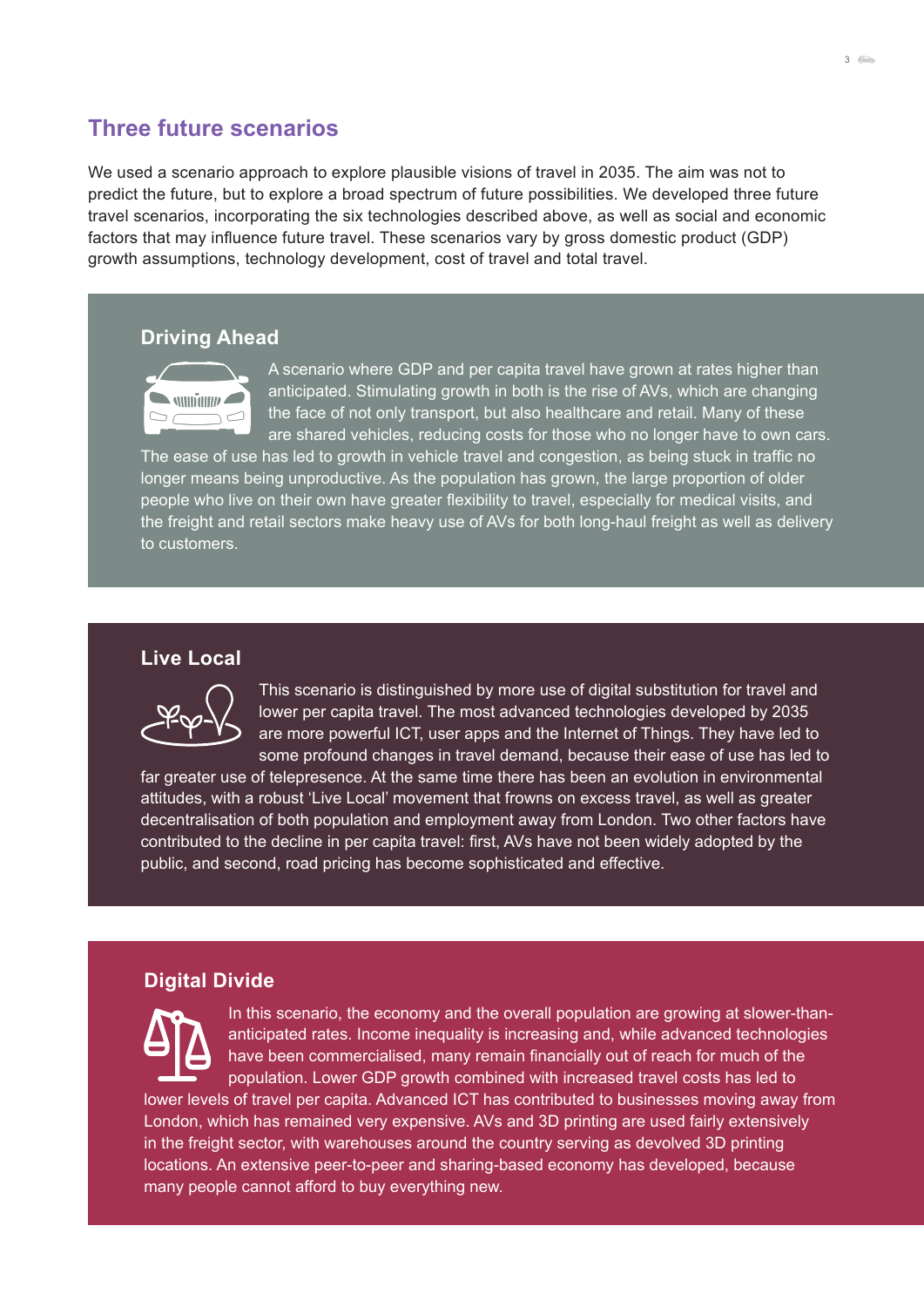## Three future scenarios

We used a scenario approach to explore plausible visions of travel in 2035. The aim was not to predict the future, but to explore a broad spectrum of future possibilities. We developed three future travel scenarios, incorporating the six technologies described above, as well as social and economic factors that may influence future travel. These scenarios vary by gross domestic product (GDP) growth assumptions, technology development, cost of travel and total travel.

### Driving Ahead

A scenario where GDP and per capita travel have grown at rates higher than anticipated. Stimulating growth in both is the rise of AVs, which are changing the face of not only transport, but also healthcare and retail. Many of these are shared vehicles, reducing costs for those who no longer have to own cars. The ease of use has led to growth in vehicle travel and congestion, as being stuck in traffic no longer means being unproductive. As the population has grown, the large proportion of older people who live on their own have greater flexibility to travel, especially for medical visits, and the freight and retail sectors make heavy use of AVs for both long-haul freight as well as delivery to customers.

### Live Local

This scenario is distinguished by more use of digital substitution for travel and lower per capita travel. The most advanced technologies developed by 2035 are more powerful ICT, user apps and the Internet of Things. They have led to some profound changes in travel demand, because their ease of use has led to far greater use of telepresence. At the same time there has been an evolution in environmental attitudes, with a robust 'Live Local' movement that frowns on excess travel, as well as greater decentralisation of both population and employment away from London. Two other factors have contributed to the decline in per capita travel: first, AVs have not been widely adopted by the public, and second, road pricing has become sophisticated and effective.

### Digital Divide

In this scenario, the economy and the overall population are growing at slower-than-anticipated rates. Income inequality is increasing and, while advanced technologies have been commercialised, many remain financially out of reach for much of the population. Lower GDP growth combined with increased travel costs has led to lower levels of travel per capita. Advanced ICT has contributed to businesses moving away from London, which has remained very expensive. AVs and 3D printing are used fairly extensively in the freight sector, with warehouses around the country serving as devolved 3D printing locations. An extensive peer-to-peer and sharing-based economy has developed, because many people cannot afford to buy everything new.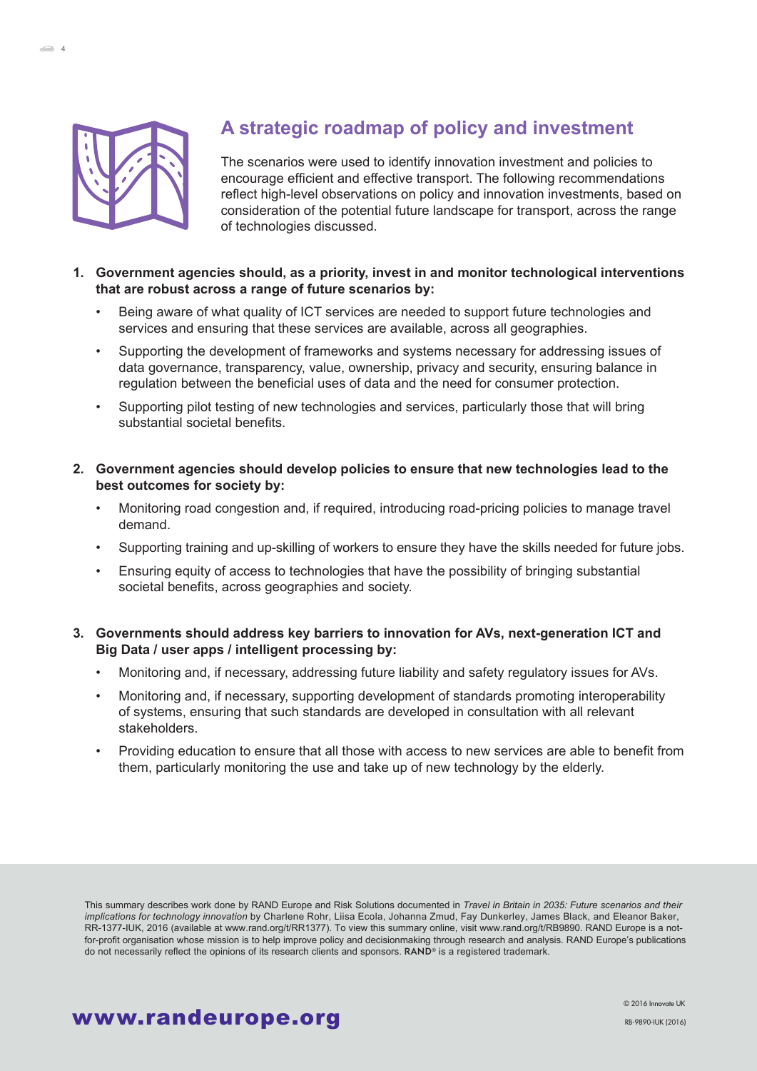## A strategic roadmap of policy and investment

The scenarios were used to identify innovation investment and policies to encourage efficient and effective transport. The following recommendations reflect high-level observations on policy and innovation investments, based on consideration of the potential future landscape for transport, across the range of technologies discussed.

1. **Government agencies should, as a priority, invest in and monitor technological interventions that are robust across a range of future scenarios by:**
   - Being aware of what quality of ICT services are needed to support future technologies and services and ensuring that these services are available, across all geographies.
   - Supporting the development of frameworks and systems necessary for addressing issues of data governance, transparency, value, ownership, privacy and security, ensuring balance in regulation between the beneficial uses of data and the need for consumer protection.
   - Supporting pilot testing of new technologies and services, particularly those that will bring substantial societal benefits.

2. **Government agencies should develop policies to ensure that new technologies lead to the best outcomes for society by:**
   - Monitoring road congestion and, if required, introducing road-pricing policies to manage travel demand.
   - Supporting training and up-skilling of workers to ensure they have the skills needed for future jobs.
   - Ensuring equity of access to technologies that have the possibility of bringing substantial societal benefits, across geographies and society.

3. **Governments should address key barriers to innovation for AVs, next-generation ICT and Big Data / user apps / intelligent processing by:**
   - Monitoring and, if necessary, addressing future liability and safety regulatory issues for AVs.
   - Monitoring and, if necessary, supporting development of standards promoting interoperability of systems, ensuring that such standards are developed in consultation with all relevant stakeholders.
   - Providing education to ensure that all those with access to new services are able to benefit from them, particularly monitoring the use and take up of new technology by the elderly.

This summary describes work done by RAND Europe and Risk Solutions documented in *Travel in Britain in 2035: Future scenarios and their implications for technology innovation* by Charlene Rohr, Liisa Ecola, Johanna Zmud, Fay Dunkerley, James Black, and Eleanor Baker, RR-1377-IUK, 2016 (available at www.rand.org/t/RR1377). To view this summary online, visit www.rand.org/t/RB9890. RAND Europe is a not-for-profit organisation whose mission is to help improve policy and decisionmaking through research and analysis. RAND Europe's publications do not necessarily reflect the opinions of its research clients and sponsors. RAND® is a registered trademark.

© 2016 Innovate UK

**www.randeurope.org**

RB-9890-IUK (2016)